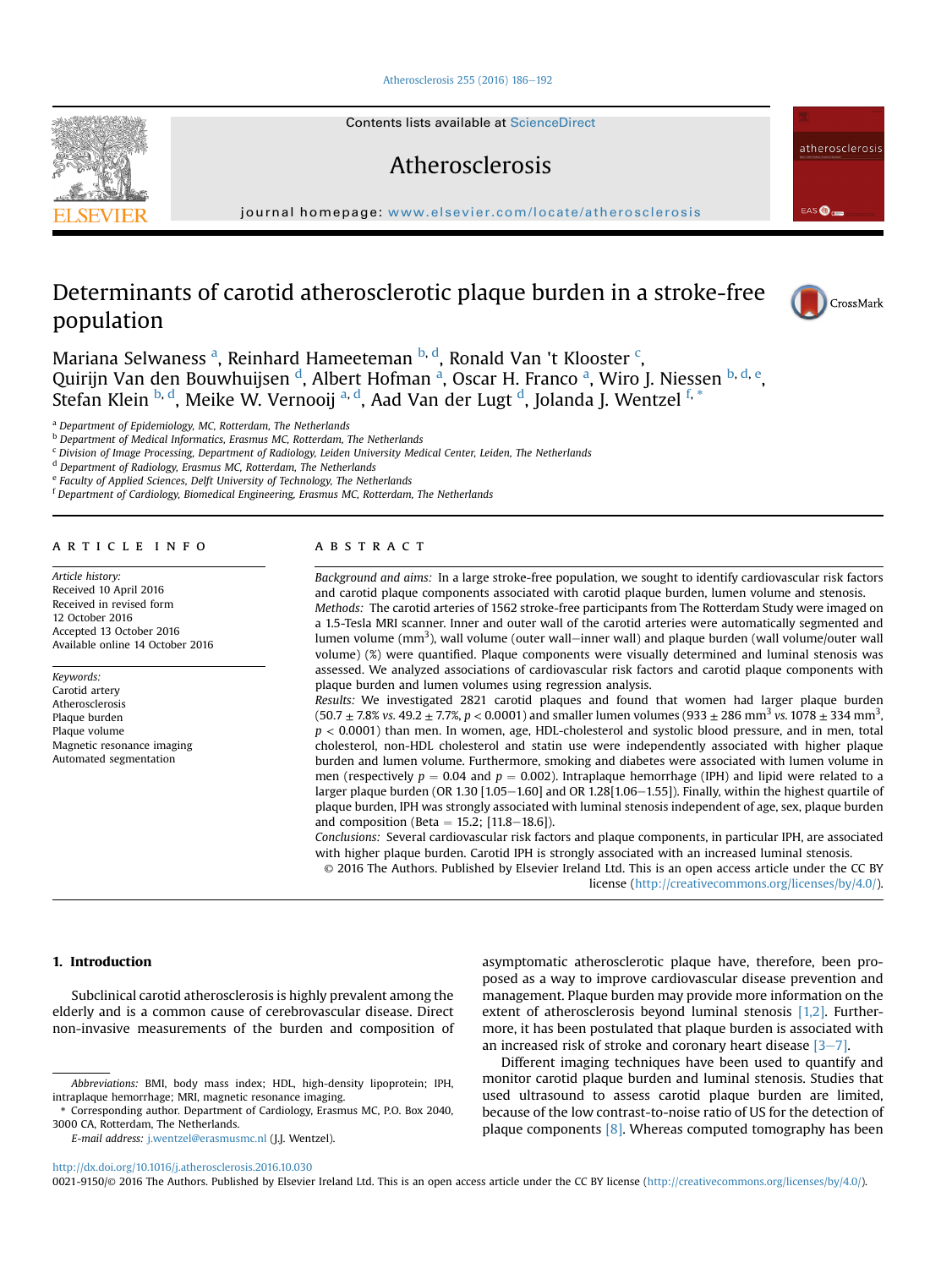# Determinants of carotid atherosclerotic plaque burden in a stroke-free population

Mariana Selwaness [a], Reinhard Hameeteman [b,d], Ronald Van 't Klooster [c], Quirijn Van den Bouwhuijsen [d], Albert Hofman [a], Oscar H. Franco [a], Wiro J. Niessen [b,d,e], Stefan Klein [b,d], Meike W. Vernooij [a,d], Aad Van der Lugt [d], Jolanda J. Wentzel [f,*]

[a] Department of Epidemiology, MC, Rotterdam, The Netherlands
[b] Department of Medical Informatics, Erasmus MC, Rotterdam, The Netherlands
[c] Division of Image Processing, Department of Radiology, Leiden University Medical Center, Leiden, The Netherlands
[d] Department of Radiology, Erasmus MC, Rotterdam, The Netherlands
[e] Faculty of Applied Sciences, Delft University of Technology, The Netherlands
[f] Department of Cardiology, Biomedical Engineering, Erasmus MC, Rotterdam, The Netherlands

## ARTICLE INFO

*Article history:*
Received 10 April 2016
Received in revised form
12 October 2016
Accepted 13 October 2016
Available online 14 October 2016

*Keywords:*
Carotid artery
Atherosclerosis
Plaque burden
Plaque volume
Magnetic resonance imaging
Automated segmentation

## ABSTRACT

*Background and aims:* In a large stroke-free population, we sought to identify cardiovascular risk factors and carotid plaque components associated with carotid plaque burden, lumen volume and stenosis.

*Methods:* The carotid arteries of 1562 stroke-free participants from The Rotterdam Study were imaged on a 1.5-Tesla MRI scanner. Inner and outer wall of the carotid arteries were automatically segmented and lumen volume (mm$^3$), wall volume (outer wall−inner wall) and plaque burden (wall volume/outer wall volume) (%) were quantified. Plaque components were visually determined and luminal stenosis was assessed. We analyzed associations of cardiovascular risk factors and carotid plaque components with plaque burden and lumen volumes using regression analysis.

*Results:* We investigated 2821 carotid plaques and found that women had larger plaque burden (50.7 ± 7.8% *vs.* 49.2 ± 7.7%, $p < 0.0001$) and smaller lumen volumes (933 ± 286 mm$^3$ *vs.* 1078 ± 334 mm$^3$, $p < 0.0001$) than men. In women, age, HDL-cholesterol and systolic blood pressure, and in men, total cholesterol, non-HDL cholesterol and statin use were independently associated with higher plaque burden and lumen volume. Furthermore, smoking and diabetes were associated with lumen volume in men (respectively $p = 0.04$ and $p = 0.002$). Intraplaque hemorrhage (IPH) and lipid were related to a larger plaque burden (OR 1.30 [1.05–1.60] and OR 1.28[1.06–1.55]). Finally, within the highest quartile of plaque burden, IPH was strongly associated with luminal stenosis independent of age, sex, plaque burden and composition (Beta = 15.2; [11.8–18.6]).

*Conclusions:* Several cardiovascular risk factors and plaque components, in particular IPH, are associated with higher plaque burden. Carotid IPH is strongly associated with an increased luminal stenosis.

© 2016 The Authors. Published by Elsevier Ireland Ltd. This is an open access article under the CC BY license (http://creativecommons.org/licenses/by/4.0/).

## 1. Introduction

Subclinical carotid atherosclerosis is highly prevalent among the elderly and is a common cause of cerebrovascular disease. Direct non-invasive measurements of the burden and composition of asymptomatic atherosclerotic plaque have, therefore, been proposed as a way to improve cardiovascular disease prevention and management. Plaque burden may provide more information on the extent of atherosclerosis beyond luminal stenosis [1,2]. Furthermore, it has been postulated that plaque burden is associated with an increased risk of stroke and coronary heart disease [3–7].

Different imaging techniques have been used to quantify and monitor carotid plaque burden and luminal stenosis. Studies that used ultrasound to assess carotid plaque burden are limited, because of the low contrast-to-noise ratio of US for the detection of plaque components [8]. Whereas computed tomography has been

*Abbreviations:* BMI, body mass index; HDL, high-density lipoprotein; IPH, intraplaque hemorrhage; MRI, magnetic resonance imaging.

\* Corresponding author. Department of Cardiology, Erasmus MC, P.O. Box 2040, 3000 CA, Rotterdam, The Netherlands.

*E-mail address:* j.wentzel@erasmusmc.nl (J.J. Wentzel).

http://dx.doi.org/10.1016/j.atherosclerosis.2016.10.030

0021-9150/© 2016 The Authors. Published by Elsevier Ireland Ltd. This is an open access article under the CC BY license (http://creativecommons.org/licenses/by/4.0/).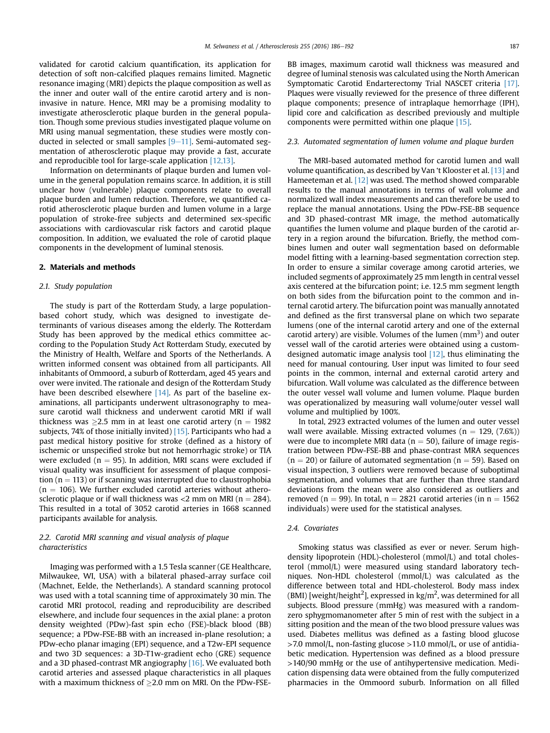validated for carotid calcium quantification, its application for detection of soft non-calcified plaques remains limited. Magnetic resonance imaging (MRI) depicts the plaque composition as well as the inner and outer wall of the entire carotid artery and is non-invasive in nature. Hence, MRI may be a promising modality to investigate atherosclerotic plaque burden in the general population. Though some previous studies investigated plaque volume on MRI using manual segmentation, these studies were mostly conducted in selected or small samples [9–11]. Semi-automated segmentation of atherosclerotic plaque may provide a fast, accurate and reproducible tool for large-scale application [12,13].

Information on determinants of plaque burden and lumen volume in the general population remains scarce. In addition, it is still unclear how (vulnerable) plaque components relate to overall plaque burden and lumen reduction. Therefore, we quantified carotid atherosclerotic plaque burden and lumen volume in a large population of stroke-free subjects and determined sex-specific associations with cardiovascular risk factors and carotid plaque composition. In addition, we evaluated the role of carotid plaque components in the development of luminal stenosis.

## 2. Materials and methods

### 2.1. Study population

The study is part of the Rotterdam Study, a large population-based cohort study, which was designed to investigate determinants of various diseases among the elderly. The Rotterdam Study has been approved by the medical ethics committee according to the Population Study Act Rotterdam Study, executed by the Ministry of Health, Welfare and Sports of the Netherlands. A written informed consent was obtained from all participants. All inhabitants of Ommoord, a suburb of Rotterdam, aged 45 years and over were invited. The rationale and design of the Rotterdam Study have been described elsewhere [14]. As part of the baseline examinations, all participants underwent ultrasonography to measure carotid wall thickness and underwent carotid MRI if wall thickness was $\geq$2.5 mm in at least one carotid artery (n = 1982 subjects, 74% of those initially invited) [15]. Participants who had a past medical history positive for stroke (defined as a history of ischemic or unspecified stroke but not hemorrhagic stroke) or TIA were excluded (n = 95). In addition, MRI scans were excluded if visual quality was insufficient for assessment of plaque composition (n = 113) or if scanning was interrupted due to claustrophobia (n = 106). We further excluded carotid arteries without atherosclerotic plaque or if wall thickness was <2 mm on MRI (n = 284). This resulted in a total of 3052 carotid arteries in 1668 scanned participants available for analysis.

### 2.2. Carotid MRI scanning and visual analysis of plaque characteristics

Imaging was performed with a 1.5 Tesla scanner (GE Healthcare, Milwaukee, WI, USA) with a bilateral phased-array surface coil (Machnet, Eelde, the Netherlands). A standard scanning protocol was used with a total scanning time of approximately 30 min. The carotid MRI protocol, reading and reproducibility are described elsewhere, and include four sequences in the axial plane: a proton density weighted (PDw)-fast spin echo (FSE)-black blood (BB) sequence; a PDw-FSE-BB with an increased in-plane resolution; a PDw-echo planar imaging (EPI) sequence, and a T2w-EPI sequence and two 3D sequences: a 3D-T1w-gradient echo (GRE) sequence and a 3D phased-contrast MR angiography [16]. We evaluated both carotid arteries and assessed plaque characteristics in all plaques with a maximum thickness of $\geq$2.0 mm on MRI. On the PDw-FSE-BB images, maximum carotid wall thickness was measured and degree of luminal stenosis was calculated using the North American Symptomatic Carotid Endarterectomy Trial NASCET criteria [17]. Plaques were visually reviewed for the presence of three different plaque components; presence of intraplaque hemorrhage (IPH), lipid core and calcification as described previously and multiple components were permitted within one plaque [15].

### 2.3. Automated segmentation of lumen volume and plaque burden

The MRI-based automated method for carotid lumen and wall volume quantification, as described by Van 't Klooster et al. [13] and Hameeteman et al. [12] was used. The method showed comparable results to the manual annotations in terms of wall volume and normalized wall index measurements and can therefore be used to replace the manual annotations. Using the PDw-FSE-BB sequence and 3D phased-contrast MR image, the method automatically quantifies the lumen volume and plaque burden of the carotid artery in a region around the bifurcation. Briefly, the method combines lumen and outer wall segmentation based on deformable model fitting with a learning-based segmentation correction step. In order to ensure a similar coverage among carotid arteries, we included segments of approximately 25 mm length in central vessel axis centered at the bifurcation point; i.e. 12.5 mm segment length on both sides from the bifurcation point to the common and internal carotid artery. The bifurcation point was manually annotated and defined as the first transversal plane on which two separate lumens (one of the internal carotid artery and one of the external carotid artery) are visible. Volumes of the lumen (mm$^3$) and outer vessel wall of the carotid arteries were obtained using a custom-designed automatic image analysis tool [12], thus eliminating the need for manual contouring. User input was limited to four seed points in the common, internal and external carotid artery and bifurcation. Wall volume was calculated as the difference between the outer vessel wall volume and lumen volume. Plaque burden was operationalized by measuring wall volume/outer vessel wall volume and multiplied by 100%.

In total, 2923 extracted volumes of the lumen and outer vessel wall were available. Missing extracted volumes (n = 129, (7.6%)) were due to incomplete MRI data (n = 50), failure of image registration between PDw-FSE-BB and phase-contrast MRA sequences (n = 20) or failure of automated segmentation (n = 59). Based on visual inspection, 3 outliers were removed because of suboptimal segmentation, and volumes that are further than three standard deviations from the mean were also considered as outliers and removed (n = 99). In total, n = 2821 carotid arteries (in n = 1562 individuals) were used for the statistical analyses.

### 2.4. Covariates

Smoking status was classified as ever or never. Serum high-density lipoprotein (HDL)-cholesterol (mmol/L) and total cholesterol (mmol/L) were measured using standard laboratory techniques. Non-HDL cholesterol (mmol/L) was calculated as the difference between total and HDL-cholesterol. Body mass index (BMI) [weight/height$^2$], expressed in kg/m$^2$, was determined for all subjects. Blood pressure (mmHg) was measured with a random-zero sphygmomanometer after 5 min of rest with the subject in a sitting position and the mean of the two blood pressure values was used. Diabetes mellitus was defined as a fasting blood glucose >7.0 mmol/L, non-fasting glucose >11.0 mmol/L, or use of antidiabetic medication. Hypertension was defined as a blood pressure >140/90 mmHg or the use of antihypertensive medication. Medication dispensing data were obtained from the fully computerized pharmacies in the Ommoord suburb. Information on all filled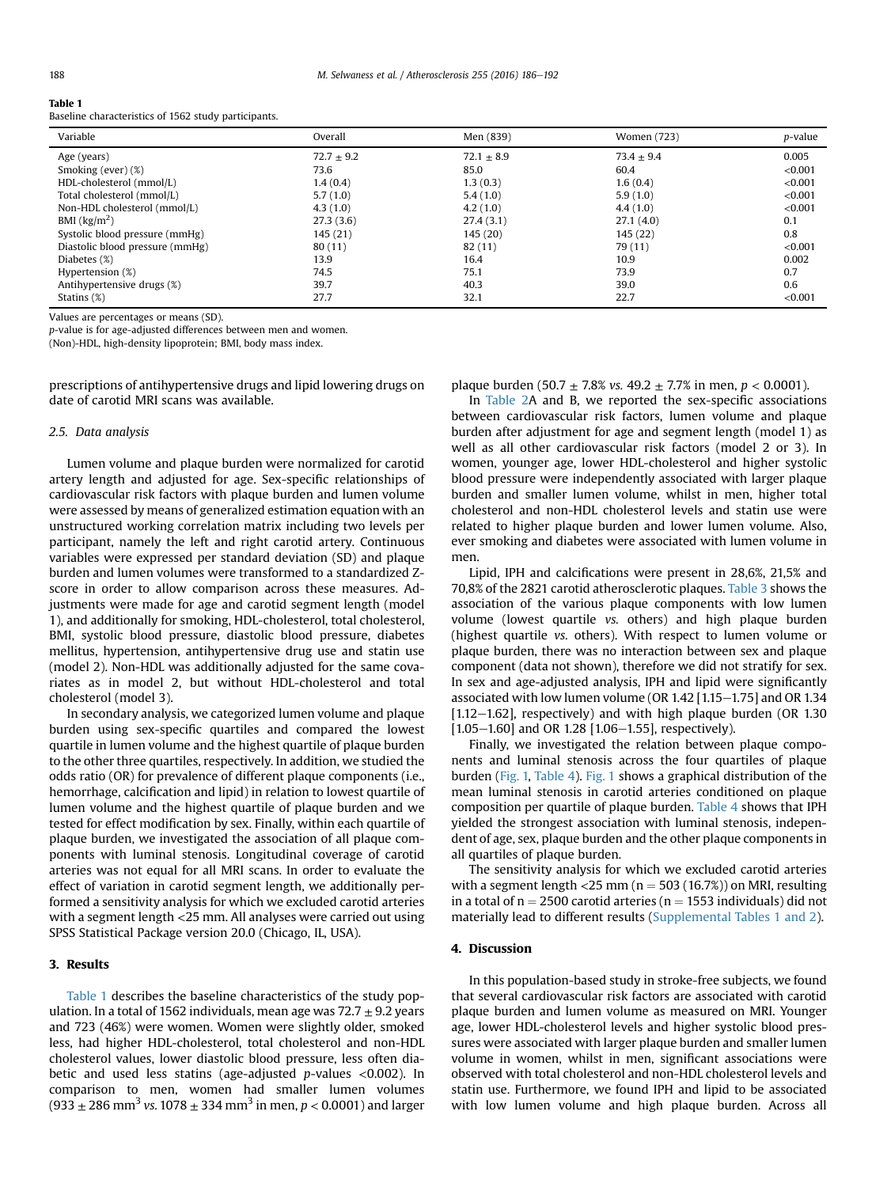**Table 1**
Baseline characteristics of 1562 study participants.

| Variable | Overall | Men (839) | Women (723) | *p*-value |
|---|---|---|---|---|
| Age (years) | 72.7 ± 9.2 | 72.1 ± 8.9 | 73.4 ± 9.4 | 0.005 |
| Smoking (ever) (%) | 73.6 | 85.0 | 60.4 | <0.001 |
| HDL-cholesterol (mmol/L) | 1.4 (0.4) | 1.3 (0.3) | 1.6 (0.4) | <0.001 |
| Total cholesterol (mmol/L) | 5.7 (1.0) | 5.4 (1.0) | 5.9 (1.0) | <0.001 |
| Non-HDL cholesterol (mmol/L) | 4.3 (1.0) | 4.2 (1.0) | 4.4 (1.0) | <0.001 |
| BMI (kg/m$^2$) | 27.3 (3.6) | 27.4 (3.1) | 27.1 (4.0) | 0.1 |
| Systolic blood pressure (mmHg) | 145 (21) | 145 (20) | 145 (22) | 0.8 |
| Diastolic blood pressure (mmHg) | 80 (11) | 82 (11) | 79 (11) | <0.001 |
| Diabetes (%) | 13.9 | 16.4 | 10.9 | 0.002 |
| Hypertension (%) | 74.5 | 75.1 | 73.9 | 0.7 |
| Antihypertensive drugs (%) | 39.7 | 40.3 | 39.0 | 0.6 |
| Statins (%) | 27.7 | 32.1 | 22.7 | <0.001 |

Values are percentages or means (SD).
*p*-value is for age-adjusted differences between men and women.
(Non)-HDL, high-density lipoprotein; BMI, body mass index.

prescriptions of antihypertensive drugs and lipid lowering drugs on date of carotid MRI scans was available.

### 2.5. Data analysis

Lumen volume and plaque burden were normalized for carotid artery length and adjusted for age. Sex-specific relationships of cardiovascular risk factors with plaque burden and lumen volume were assessed by means of generalized estimation equation with an unstructured working correlation matrix including two levels per participant, namely the left and right carotid artery. Continuous variables were expressed per standard deviation (SD) and plaque burden and lumen volumes were transformed to a standardized Z-score in order to allow comparison across these measures. Adjustments were made for age and carotid segment length (model 1), and additionally for smoking, HDL-cholesterol, total cholesterol, BMI, systolic blood pressure, diastolic blood pressure, diabetes mellitus, hypertension, antihypertensive drug use and statin use (model 2). Non-HDL was additionally adjusted for the same covariates as in model 2, but without HDL-cholesterol and total cholesterol (model 3).

In secondary analysis, we categorized lumen volume and plaque burden using sex-specific quartiles and compared the lowest quartile in lumen volume and the highest quartile of plaque burden to the other three quartiles, respectively. In addition, we studied the odds ratio (OR) for prevalence of different plaque components (i.e., hemorrhage, calcification and lipid) in relation to lowest quartile of lumen volume and the highest quartile of plaque burden and we tested for effect modification by sex. Finally, within each quartile of plaque burden, we investigated the association of all plaque components with luminal stenosis. Longitudinal coverage of carotid arteries was not equal for all MRI scans. In order to evaluate the effect of variation in carotid segment length, we additionally performed a sensitivity analysis for which we excluded carotid arteries with a segment length <25 mm. All analyses were carried out using SPSS Statistical Package version 20.0 (Chicago, IL, USA).

## 3. Results

Table 1 describes the baseline characteristics of the study population. In a total of 1562 individuals, mean age was 72.7 ± 9.2 years and 723 (46%) were women. Women were slightly older, smoked less, had higher HDL-cholesterol, total cholesterol and non-HDL cholesterol values, lower diastolic blood pressure, less often diabetic and used less statins (age-adjusted *p*-values <0.002). In comparison to men, women had smaller lumen volumes (933 ± 286 mm$^3$ *vs.* 1078 ± 334 mm$^3$ in men, $p < 0.0001$) and larger plaque burden (50.7 ± 7.8% *vs.* 49.2 ± 7.7% in men, $p < 0.0001$).

In Table 2A and B, we reported the sex-specific associations between cardiovascular risk factors, lumen volume and plaque burden after adjustment for age and segment length (model 1) as well as all other cardiovascular risk factors (model 2 or 3). In women, younger age, lower HDL-cholesterol and higher systolic blood pressure were independently associated with larger plaque burden and smaller lumen volume, whilst in men, higher total cholesterol and non-HDL cholesterol levels and statin use were related to higher plaque burden and lower lumen volume. Also, ever smoking and diabetes were associated with lumen volume in men.

Lipid, IPH and calcifications were present in 28,6%, 21,5% and 70,8% of the 2821 carotid atherosclerotic plaques. Table 3 shows the association of the various plaque components with low lumen volume (lowest quartile *vs.* others) and high plaque burden (highest quartile *vs.* others). With respect to lumen volume or plaque burden, there was no interaction between sex and plaque component (data not shown), therefore we did not stratify for sex. In sex and age-adjusted analysis, IPH and lipid were significantly associated with low lumen volume (OR 1.42 [1.15–1.75] and OR 1.34 [1.12–1.62], respectively) and with high plaque burden (OR 1.30 [1.05–1.60] and OR 1.28 [1.06–1.55], respectively).

Finally, we investigated the relation between plaque components and luminal stenosis across the four quartiles of plaque burden (Fig. 1, Table 4). Fig. 1 shows a graphical distribution of the mean luminal stenosis in carotid arteries conditioned on plaque composition per quartile of plaque burden. Table 4 shows that IPH yielded the strongest association with luminal stenosis, independent of age, sex, plaque burden and the other plaque components in all quartiles of plaque burden.

The sensitivity analysis for which we excluded carotid arteries with a segment length <25 mm (n = 503 (16.7%)) on MRI, resulting in a total of n = 2500 carotid arteries (n = 1553 individuals) did not materially lead to different results (Supplemental Tables 1 and 2).

## 4. Discussion

In this population-based study in stroke-free subjects, we found that several cardiovascular risk factors are associated with carotid plaque burden and lumen volume as measured on MRI. Younger age, lower HDL-cholesterol levels and higher systolic blood pressures were associated with larger plaque burden and smaller lumen volume in women, whilst in men, significant associations were observed with total cholesterol and non-HDL cholesterol levels and statin use. Furthermore, we found IPH and lipid to be associated with low lumen volume and high plaque burden. Across all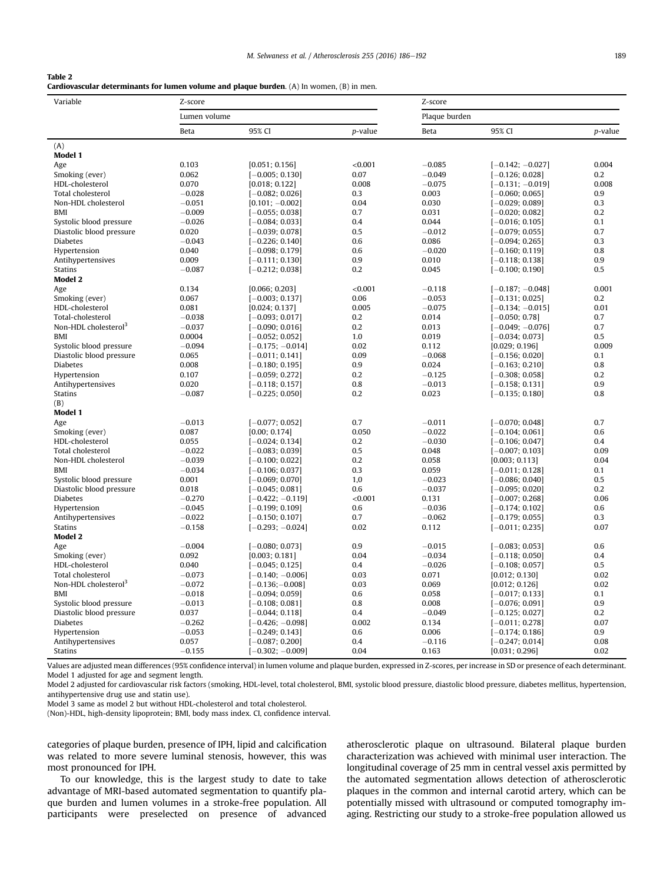**Table 2**
**Cardiovascular determinants for lumen volume and plaque burden**. (A) In women, (B) in men.

| Variable | Z-score | | | Z-score | | |
|---|---|---|---|---|---|---|
| | Lumen volume | | | Plaque burden | | |
| | Beta | 95% CI | *p*-value | Beta | 95% CI | *p*-value |
| (A) | | | | | | |
| **Model 1** | | | | | | |
| Age | 0.103 | [0.051; 0.156] | <0.001 | −0.085 | [−0.142; −0.027] | 0.004 |
| Smoking (ever) | 0.062 | [−0.005; 0.130] | 0.07 | −0.049 | [−0.126; 0.028] | 0.2 |
| HDL-cholesterol | 0.070 | [0.018; 0.122] | 0.008 | −0.075 | [−0.131; −0.019] | 0.008 |
| Total cholesterol | −0.028 | [−0.082; 0.026] | 0.3 | 0.003 | [−0.060; 0.065] | 0.9 |
| Non-HDL cholesterol | −0.051 | [0.101; −0.002] | 0.04 | 0.030 | [−0.029; 0.089] | 0.3 |
| BMI | −0.009 | [−0.055; 0.038] | 0.7 | 0.031 | [−0.020; 0.082] | 0.2 |
| Systolic blood pressure | −0.026 | [−0.084; 0.033] | 0.4 | 0.044 | [−0.016; 0.105] | 0.1 |
| Diastolic blood pressure | 0.020 | [−0.039; 0.078] | 0.5 | −0.012 | [−0.079; 0.055] | 0.7 |
| Diabetes | −0.043 | [−0.226; 0.140] | 0.6 | 0.086 | [−0.094; 0.265] | 0.3 |
| Hypertension | 0.040 | [−0.098; 0.179] | 0.6 | −0.020 | [−0.160; 0.119] | 0.8 |
| Antihypertensives | 0.009 | [−0.111; 0.130] | 0.9 | 0.010 | [−0.118; 0.138] | 0.9 |
| Statins | −0.087 | [−0.212; 0.038] | 0.2 | 0.045 | [−0.100; 0.190] | 0.5 |
| **Model 2** | | | | | | |
| Age | 0.134 | [0.066; 0.203] | <0.001 | −0.118 | [−0.187; −0.048] | 0.001 |
| Smoking (ever) | 0.067 | [−0.003; 0.137] | 0.06 | −0.053 | [−0.131; 0.025] | 0.2 |
| HDL-cholesterol | 0.081 | [0.024; 0.137] | 0.005 | −0.075 | [−0.134; −0.015] | 0.01 |
| Total-cholesterol | −0.038 | [−0.093; 0.017] | 0.2 | 0.014 | [−0.050; 0.78] | 0.7 |
| Non-HDL cholesterol[3] | −0.037 | [−0.090; 0.016] | 0.2 | 0.013 | [−0.049; −0.076] | 0.7 |
| BMI | 0.0004 | [−0.052; 0.052] | 1.0 | 0.019 | [−0.034; 0.073] | 0.5 |
| Systolic blood pressure | −0.094 | [−0.175; −0.014] | 0.02 | 0.112 | [0.029; 0.196] | 0.009 |
| Diastolic blood pressure | 0.065 | [−0.011; 0.141] | 0.09 | −0.068 | [−0.156; 0.020] | 0.1 |
| Diabetes | 0.008 | [−0.180; 0.195] | 0.9 | 0.024 | [−0.163; 0.210] | 0.8 |
| Hypertension | 0.107 | [−0.059; 0.272] | 0.2 | −0.125 | [−0.308; 0.058] | 0.2 |
| Antihypertensives | 0.020 | [−0.118; 0.157] | 0.8 | −0.013 | [−0.158; 0.131] | 0.9 |
| Statins | −0.087 | [−0.225; 0.050] | 0.2 | 0.023 | [−0.135; 0.180] | 0.8 |
| (B) | | | | | | |
| **Model 1** | | | | | | |
| Age | −0.013 | [−0.077; 0.052] | 0.7 | −0.011 | [−0.070; 0.048] | 0.7 |
| Smoking (ever) | 0.087 | [0.00; 0.174] | 0.050 | −0.022 | [−0.104; 0.061] | 0.6 |
| HDL-cholesterol | 0.055 | [−0.024; 0.134] | 0.2 | −0.030 | [−0.106; 0.047] | 0.4 |
| Total cholesterol | −0.022 | [−0.083; 0.039] | 0.5 | 0.048 | [−0.007; 0.103] | 0.09 |
| Non-HDL cholesterol | −0.039 | [−0.100; 0.022] | 0.2 | 0.058 | [0.003; 0.113] | 0.04 |
| BMI | −0.034 | [−0.106; 0.037] | 0.3 | 0.059 | [−0.011; 0.128] | 0.1 |
| Systolic blood pressure | 0.001 | [−0.069; 0.070] | 1,0 | −0.023 | [−0.086; 0.040] | 0.5 |
| Diastolic blood pressure | 0.018 | [−0.045; 0.081] | 0.6 | −0.037 | [−0.095; 0.020] | 0.2 |
| Diabetes | −0.270 | [−0.422; −0.119] | <0.001 | 0.131 | [−0.007; 0.268] | 0.06 |
| Hypertension | −0.045 | [−0.199; 0.109] | 0.6 | −0.036 | [−0.174; 0.102] | 0.6 |
| Antihypertensives | −0.022 | [−0.150; 0.107] | 0.7 | −0.062 | [−0.179; 0.055] | 0.3 |
| Statins | −0.158 | [−0.293; −0.024] | 0.02 | 0.112 | [−0.011; 0.235] | 0.07 |
| **Model 2** | | | | | | |
| Age | −0.004 | [−0.080; 0.073] | 0.9 | −0.015 | [−0.083; 0.053] | 0.6 |
| Smoking (ever) | 0.092 | [0.003; 0.181] | 0.04 | −0.034 | [−0.118; 0.050] | 0.4 |
| HDL-cholesterol | 0.040 | [−0.045; 0.125] | 0.4 | −0.026 | [−0.108; 0.057] | 0.5 |
| Total cholesterol | −0.073 | [−0.140; −0.006] | 0.03 | 0.071 | [0.012; 0.130] | 0.02 |
| Non-HDL cholesterol[3] | −0.072 | [−0.136;−0.008] | 0.03 | 0.069 | [0.012; 0.126] | 0.02 |
| BMI | −0.018 | [−0.094; 0.059] | 0.6 | 0.058 | [−0.017; 0.133] | 0.1 |
| Systolic blood pressure | −0.013 | [−0.108; 0.081] | 0.8 | 0.008 | [−0.076; 0.091] | 0.9 |
| Diastolic blood pressure | 0.037 | [−0.044; 0.118] | 0.4 | −0.049 | [−0.125; 0.027] | 0.2 |
| Diabetes | −0.262 | [−0.426; −0.098] | 0.002 | 0.134 | [−0.011; 0.278] | 0.07 |
| Hypertension | −0.053 | [−0.249; 0.143] | 0.6 | 0.006 | [−0.174; 0.186] | 0.9 |
| Antihypertensives | 0.057 | [−0.087; 0.200] | 0.4 | −0.116 | [−0.247; 0.014] | 0.08 |
| Statins | −0.155 | [−0.302; −0.009] | 0.04 | 0.163 | [0.031; 0.296] | 0.02 |

Values are adjusted mean differences (95% confidence interval) in lumen volume and plaque burden, expressed in Z-scores, per increase in SD or presence of each determinant.
Model 1 adjusted for age and segment length.
Model 2 adjusted for cardiovascular risk factors (smoking, HDL-level, total cholesterol, BMI, systolic blood pressure, diastolic blood pressure, diabetes mellitus, hypertension, antihypertensive drug use and statin use).
Model 3 same as model 2 but without HDL-cholesterol and total cholesterol.
(Non)-HDL, high-density lipoprotein; BMI, body mass index. CI, confidence interval.

categories of plaque burden, presence of IPH, lipid and calcification was related to more severe luminal stenosis, however, this was most pronounced for IPH.

To our knowledge, this is the largest study to date to take advantage of MRI-based automated segmentation to quantify plaque burden and lumen volumes in a stroke-free population. All participants were preselected on presence of advanced atherosclerotic plaque on ultrasound. Bilateral plaque burden characterization was achieved with minimal user interaction. The longitudinal coverage of 25 mm in central vessel axis permitted by the automated segmentation allows detection of atherosclerotic plaques in the common and internal carotid artery, which can be potentially missed with ultrasound or computed tomography imaging. Restricting our study to a stroke-free population allowed us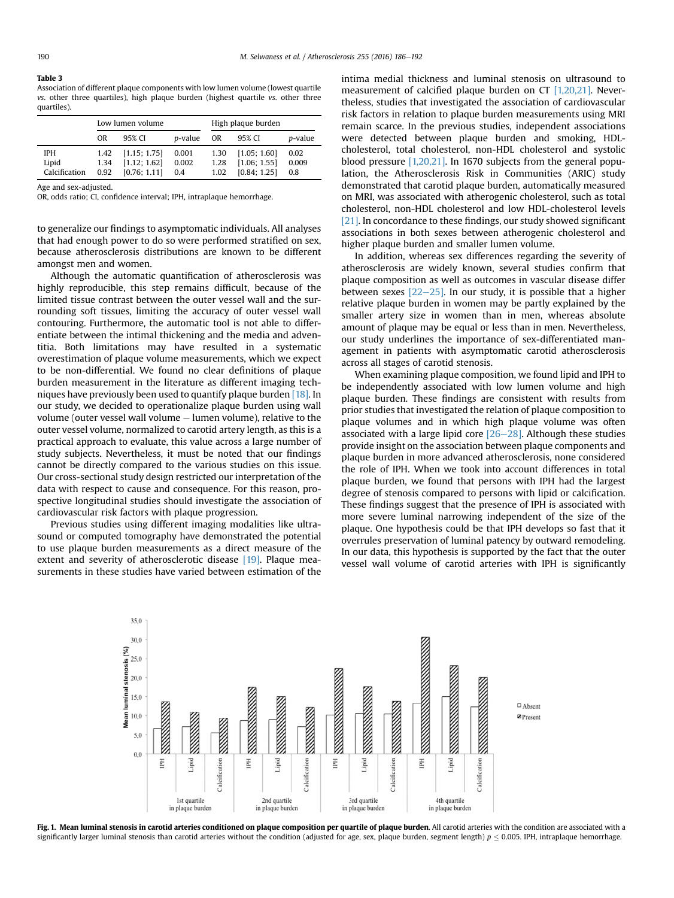**Table 3**
Association of different plaque components with low lumen volume (lowest quartile *vs.* other three quartiles), high plaque burden (highest quartile *vs.* other three quartiles).

| | Low lumen volume | | | High plaque burden | | |
|---|---|---|---|---|---|---|
| | OR | 95% CI | *p*-value | OR | 95% CI | *p*-value |
| IPH | 1.42 | [1.15; 1.75] | 0.001 | 1.30 | [1.05; 1.60] | 0.02 |
| Lipid | 1.34 | [1.12; 1.62] | 0.002 | 1.28 | [1.06; 1.55] | 0.009 |
| Calcification | 0.92 | [0.76; 1.11] | 0.4 | 1.02 | [0.84; 1.25] | 0.8 |

Age and sex-adjusted.
OR, odds ratio; CI, confidence interval; IPH, intraplaque hemorrhage.

to generalize our findings to asymptomatic individuals. All analyses that had enough power to do so were performed stratified on sex, because atherosclerosis distributions are known to be different amongst men and women.

Although the automatic quantification of atherosclerosis was highly reproducible, this step remains difficult, because of the limited tissue contrast between the outer vessel wall and the surrounding soft tissues, limiting the accuracy of outer vessel wall contouring. Furthermore, the automatic tool is not able to differentiate between the intimal thickening and the media and adventitia. Both limitations may have resulted in a systematic overestimation of plaque volume measurements, which we expect to be non-differential. We found no clear definitions of plaque burden measurement in the literature as different imaging techniques have previously been used to quantify plaque burden [18]. In our study, we decided to operationalize plaque burden using wall volume (outer vessel wall volume − lumen volume), relative to the outer vessel volume, normalized to carotid artery length, as this is a practical approach to evaluate, this value across a large number of study subjects. Nevertheless, it must be noted that our findings cannot be directly compared to the various studies on this issue. Our cross-sectional study design restricted our interpretation of the data with respect to cause and consequence. For this reason, prospective longitudinal studies should investigate the association of cardiovascular risk factors with plaque progression.

Previous studies using different imaging modalities like ultrasound or computed tomography have demonstrated the potential to use plaque burden measurements as a direct measure of the extent and severity of atherosclerotic disease [19]. Plaque measurements in these studies have varied between estimation of the intima medial thickness and luminal stenosis on ultrasound to measurement of calcified plaque burden on CT [1,20,21]. Nevertheless, studies that investigated the association of cardiovascular risk factors in relation to plaque burden measurements using MRI remain scarce. In the previous studies, independent associations were detected between plaque burden and smoking, HDL-cholesterol, total cholesterol, non-HDL cholesterol and systolic blood pressure [1,20,21]. In 1670 subjects from the general population, the Atherosclerosis Risk in Communities (ARIC) study demonstrated that carotid plaque burden, automatically measured on MRI, was associated with atherogenic cholesterol, such as total cholesterol, non-HDL cholesterol and low HDL-cholesterol levels [21]. In concordance to these findings, our study showed significant associations in both sexes between atherogenic cholesterol and higher plaque burden and smaller lumen volume.

In addition, whereas sex differences regarding the severity of atherosclerosis are widely known, several studies confirm that plaque composition as well as outcomes in vascular disease differ between sexes [22–25]. In our study, it is possible that a higher relative plaque burden in women may be partly explained by the smaller artery size in women than in men, whereas absolute amount of plaque may be equal or less than in men. Nevertheless, our study underlines the importance of sex-differentiated management in patients with asymptomatic carotid atherosclerosis across all stages of carotid stenosis.

When examining plaque composition, we found lipid and IPH to be independently associated with low lumen volume and high plaque burden. These findings are consistent with results from prior studies that investigated the relation of plaque composition to plaque volumes and in which high plaque volume was often associated with a large lipid core [26–28]. Although these studies provide insight on the association between plaque components and plaque burden in more advanced atherosclerosis, none considered the role of IPH. When we took into account differences in total plaque burden, we found that persons with IPH had the largest degree of stenosis compared to persons with lipid or calcification. These findings suggest that the presence of IPH is associated with more severe luminal narrowing independent of the size of the plaque. One hypothesis could be that IPH develops so fast that it overrules preservation of luminal patency by outward remodeling. In our data, this hypothesis is supported by the fact that the outer vessel wall volume of carotid arteries with IPH is significantly

**Fig. 1. Mean luminal stenosis in carotid arteries conditioned on plaque composition per quartile of plaque burden**. All carotid arteries with the condition are associated with a significantly larger luminal stenosis than carotid arteries without the condition (adjusted for age, sex, plaque burden, segment length) $p \leq 0.005$. IPH, intraplaque hemorrhage.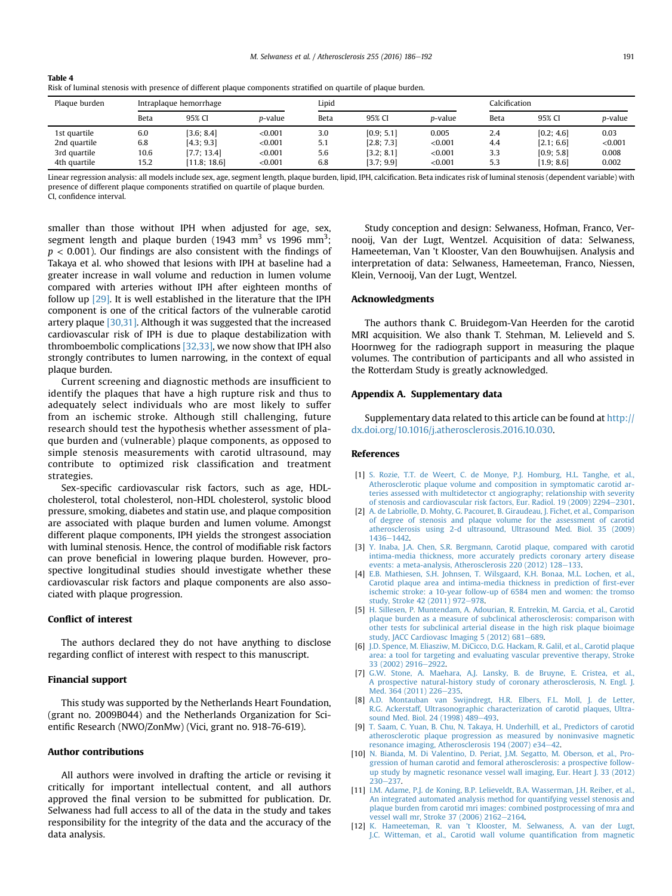**Table 4**
Risk of luminal stenosis with presence of different plaque components stratified on quartile of plaque burden.

| Plaque burden | Intraplaque hemorrhage | | | Lipid | | | Calcification | | |
|---|---|---|---|---|---|---|---|---|---|
| | Beta | 95% CI | *p*-value | Beta | 95% CI | *p*-value | Beta | 95% CI | *p*-value |
| 1st quartile | 6.0 | [3.6; 8.4] | <0.001 | 3.0 | [0.9; 5.1] | 0.005 | 2.4 | [0.2; 4.6] | 0.03 |
| 2nd quartile | 6.8 | [4.3; 9.3] | <0.001 | 5.1 | [2.8; 7.3] | <0.001 | 4.4 | [2.1; 6.6] | <0.001 |
| 3rd quartile | 10.6 | [7.7; 13.4] | <0.001 | 5.6 | [3.2; 8.1] | <0.001 | 3.3 | [0.9; 5.8] | 0.008 |
| 4th quartile | 15.2 | [11.8; 18.6] | <0.001 | 6.8 | [3.7; 9.9] | <0.001 | 5.3 | [1.9; 8.6] | 0.002 |

Linear regression analysis: all models include sex, age, segment length, plaque burden, lipid, IPH, calcification. Beta indicates risk of luminal stenosis (dependent variable) with presence of different plaque components stratified on quartile of plaque burden.
CI, confidence interval.

smaller than those without IPH when adjusted for age, sex, segment length and plaque burden (1943 $mm^3$ vs 1996 $mm^3$; $p < 0.001$). Our findings are also consistent with the findings of Takaya et al. who showed that lesions with IPH at baseline had a greater increase in wall volume and reduction in lumen volume compared with arteries without IPH after eighteen months of follow up [29]. It is well established in the literature that the IPH component is one of the critical factors of the vulnerable carotid artery plaque [30,31]. Although it was suggested that the increased cardiovascular risk of IPH is due to plaque destabilization with thromboembolic complications [32,33], we now show that IPH also strongly contributes to lumen narrowing, in the context of equal plaque burden.

Current screening and diagnostic methods are insufficient to identify the plaques that have a high rupture risk and thus to adequately select individuals who are most likely to suffer from an ischemic stroke. Although still challenging, future research should test the hypothesis whether assessment of plaque burden and (vulnerable) plaque components, as opposed to simple stenosis measurements with carotid ultrasound, may contribute to optimized risk classification and treatment strategies.

Sex-specific cardiovascular risk factors, such as age, HDL-cholesterol, total cholesterol, non-HDL cholesterol, systolic blood pressure, smoking, diabetes and statin use, and plaque composition are associated with plaque burden and lumen volume. Amongst different plaque components, IPH yields the strongest association with luminal stenosis. Hence, the control of modifiable risk factors can prove beneficial in lowering plaque burden. However, prospective longitudinal studies should investigate whether these cardiovascular risk factors and plaque components are also associated with plaque progression.

## Conflict of interest

The authors declared they do not have anything to disclose regarding conflict of interest with respect to this manuscript.

## Financial support

This study was supported by the Netherlands Heart Foundation, (grant no. 2009B044) and the Netherlands Organization for Scientific Research (NWO/ZonMw) (Vici, grant no. 918-76-619).

## Author contributions

All authors were involved in drafting the article or revising it critically for important intellectual content, and all authors approved the final version to be submitted for publication. Dr. Selwaness had full access to all of the data in the study and takes responsibility for the integrity of the data and the accuracy of the data analysis.

Study conception and design: Selwaness, Hofman, Franco, Vernooij, Van der Lugt, Wentzel. Acquisition of data: Selwaness, Hameeteman, Van 't Klooster, Van den Bouwhuijsen. Analysis and interpretation of data: Selwaness, Hameeteman, Franco, Niessen, Klein, Vernooij, Van der Lugt, Wentzel.

## Acknowledgments

The authors thank C. Bruidegom-Van Heerden for the carotid MRI acquisition. We also thank T. Stehman, M. Lelieveld and S. Hoornweg for the radiograph support in measuring the plaque volumes. The contribution of participants and all who assisted in the Rotterdam Study is greatly acknowledged.

## Appendix A. Supplementary data

Supplementary data related to this article can be found at http://dx.doi.org/10.1016/j.atherosclerosis.2016.10.030.

## References

[1] S. Rozie, T.T. de Weert, C. de Monye, P.J. Homburg, H.L. Tanghe, et al., Atherosclerotic plaque volume and composition in symptomatic carotid arteries assessed with multidetector ct angiography; relationship with severity of stenosis and cardiovascular risk factors, Eur. Radiol. 19 (2009) 2294–2301.

[2] A. de Labriolle, D. Mohty, G. Pacouret, B. Giraudeau, J. Fichet, et al., Comparison of degree of stenosis and plaque volume for the assessment of carotid atherosclerosis using 2-d ultrasound, Ultrasound Med. Biol. 35 (2009) 1436–1442.

[3] Y. Inaba, J.A. Chen, S.R. Bergmann, Carotid plaque, compared with carotid intima-media thickness, more accurately predicts coronary artery disease events: a meta-analysis, Atherosclerosis 220 (2012) 128–133.

[4] E.B. Mathiesen, S.H. Johnsen, T. Wilsgaard, K.H. Bonaa, M.L. Lochen, et al., Carotid plaque area and intima-media thickness in prediction of first-ever ischemic stroke: a 10-year follow-up of 6584 men and women: the tromso study, Stroke 42 (2011) 972–978.

[5] H. Sillesen, P. Muntendam, A. Adourian, R. Entrekin, M. Garcia, et al., Carotid plaque burden as a measure of subclinical atherosclerosis: comparison with other tests for subclinical arterial disease in the high risk plaque bioimage study, JACC Cardiovasc Imaging 5 (2012) 681–689.

[6] J.D. Spence, M. Eliasziw, M. DiCicco, D.G. Hackam, R. Galil, et al., Carotid plaque area: a tool for targeting and evaluating vascular preventive therapy, Stroke 33 (2002) 2916–2922.

[7] G.W. Stone, A. Maehara, A.J. Lansky, B. de Bruyne, E. Cristea, et al., A prospective natural-history study of coronary atherosclerosis, N. Engl. J. Med. 364 (2011) 226–235.

[8] A.D. Montauban van Swijndregt, H.R. Elbers, F.L. Moll, J. de Letter, R.G. Ackerstaff, Ultrasonographic characterization of carotid plaques, Ultrasound Med. Biol. 24 (1998) 489–493.

[9] T. Saam, C. Yuan, B. Chu, N. Takaya, H. Underhill, et al., Predictors of carotid atherosclerotic plaque progression as measured by noninvasive magnetic resonance imaging, Atherosclerosis 194 (2007) e34–42.

[10] N. Bianda, M. Di Valentino, D. Periat, J.M. Segatto, M. Oberson, et al., Progression of human carotid and femoral atherosclerosis: a prospective follow-up study by magnetic resonance vessel wall imaging, Eur. Heart J. 33 (2012) 230–237.

[11] I.M. Adame, P.J. de Koning, B.P. Lelieveldt, B.A. Wasserman, J.H. Reiber, et al., An integrated automated analysis method for quantifying vessel stenosis and plaque burden from carotid mri images: combined postprocessing of mra and vessel wall mr, Stroke 37 (2006) 2162–2164.

[12] K. Hameeteman, R. van 't Klooster, M. Selwaness, A. van der Lugt, J.C. Witteman, et al., Carotid wall volume quantification from magnetic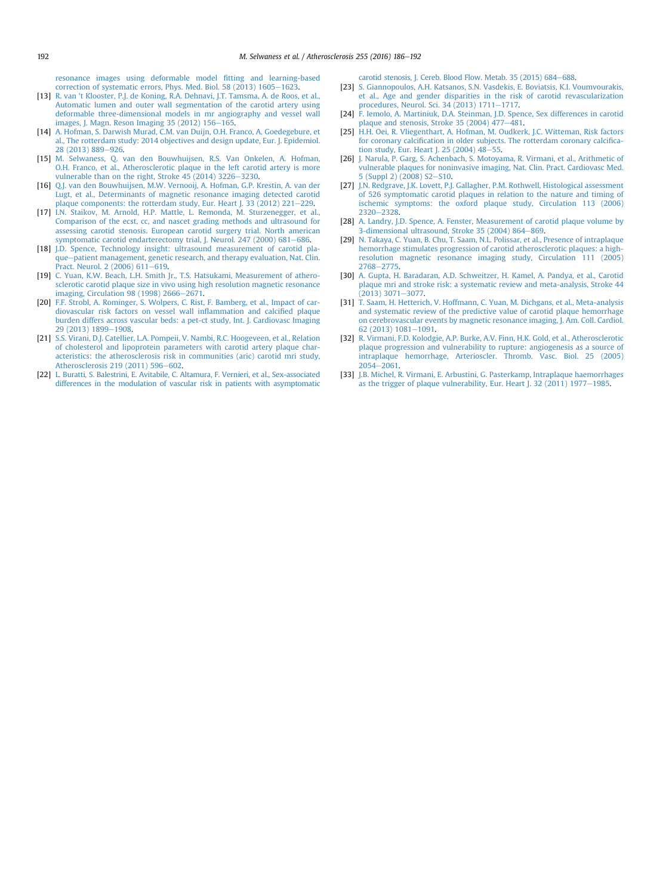resonance images using deformable model fitting and learning-based correction of systematic errors, Phys. Med. Biol. 58 (2013) 1605–1623.

[13] R. van 't Klooster, P.J. de Koning, R.A. Dehnavi, J.T. Tamsma, A. de Roos, et al., Automatic lumen and outer wall segmentation of the carotid artery using deformable three-dimensional models in mr angiography and vessel wall images, J. Magn. Reson Imaging 35 (2012) 156–165.

[14] A. Hofman, S. Darwish Murad, C.M. van Duijn, O.H. Franco, A. Goedegebure, et al., The rotterdam study: 2014 objectives and design update, Eur. J. Epidemiol. 28 (2013) 889–926.

[15] M. Selwaness, Q. van den Bouwhuijsen, R.S. Van Onkelen, A. Hofman, O.H. Franco, et al., Atherosclerotic plaque in the left carotid artery is more vulnerable than on the right, Stroke 45 (2014) 3226–3230.

[16] Q.J. van den Bouwhuijsen, M.W. Vernooij, A. Hofman, G.P. Krestin, A. van der Lugt, et al., Determinants of magnetic resonance imaging detected carotid plaque components: the rotterdam study, Eur. Heart J. 33 (2012) 221–229.

[17] I.N. Staikov, M. Arnold, H.P. Mattle, L. Remonda, M. Sturzenegger, et al., Comparison of the ecst, cc, and nascet grading methods and ultrasound for assessing carotid stenosis. European carotid surgery trial. North american symptomatic carotid endarterectomy trial, J. Neurol. 247 (2000) 681–686.

[18] J.D. Spence, Technology insight: ultrasound measurement of carotid plaque—patient management, genetic research, and therapy evaluation, Nat. Clin. Pract. Neurol. 2 (2006) 611–619.

[19] C. Yuan, K.W. Beach, L.H. Smith Jr., T.S. Hatsukami, Measurement of atherosclerotic carotid plaque size in vivo using high resolution magnetic resonance imaging, Circulation 98 (1998) 2666–2671.

[20] F.F. Strobl, A. Rominger, S. Wolpers, C. Rist, F. Bamberg, et al., Impact of cardiovascular risk factors on vessel wall inflammation and calcified plaque burden differs across vascular beds: a pet-ct study, Int. J. Cardiovasc Imaging 29 (2013) 1899–1908.

[21] S.S. Virani, D.J. Catellier, L.A. Pompeii, V. Nambi, R.C. Hoogeveen, et al., Relation of cholesterol and lipoprotein parameters with carotid artery plaque characteristics: the atherosclerosis risk in communities (aric) carotid mri study, Atherosclerosis 219 (2011) 596–602.

[22] L. Buratti, S. Balestrini, E. Avitabile, C. Altamura, F. Vernieri, et al., Sex-associated differences in the modulation of vascular risk in patients with asymptomatic carotid stenosis, J. Cereb. Blood Flow. Metab. 35 (2015) 684–688.

[23] S. Giannopoulos, A.H. Katsanos, S.N. Vasdekis, E. Boviatsis, K.I. Voumvourakis, et al., Age and gender disparities in the risk of carotid revascularization procedures, Neurol. Sci. 34 (2013) 1711–1717.

[24] F. Iemolo, A. Martiniuk, D.A. Steinman, J.D. Spence, Sex differences in carotid plaque and stenosis, Stroke 35 (2004) 477–481.

[25] H.H. Oei, R. Vliegenthart, A. Hofman, M. Oudkerk, J.C. Witteman, Risk factors for coronary calcification in older subjects. The rotterdam coronary calcification study, Eur. Heart J. 25 (2004) 48–55.

[26] J. Narula, P. Garg, S. Achenbach, S. Motoyama, R. Virmani, et al., Arithmetic of vulnerable plaques for noninvasive imaging, Nat. Clin. Pract. Cardiovasc Med. 5 (Suppl 2) (2008) S2–S10.

[27] J.N. Redgrave, J.K. Lovett, P.J. Gallagher, P.M. Rothwell, Histological assessment of 526 symptomatic carotid plaques in relation to the nature and timing of ischemic symptoms: the oxford plaque study, Circulation 113 (2006) 2320–2328.

[28] A. Landry, J.D. Spence, A. Fenster, Measurement of carotid plaque volume by 3-dimensional ultrasound, Stroke 35 (2004) 864–869.

[29] N. Takaya, C. Yuan, B. Chu, T. Saam, N.L. Polissar, et al., Presence of intraplaque hemorrhage stimulates progression of carotid atherosclerotic plaques: a high-resolution magnetic resonance imaging study, Circulation 111 (2005) 2768–2775.

[30] A. Gupta, H. Baradaran, A.D. Schweitzer, H. Kamel, A. Pandya, et al., Carotid plaque mri and stroke risk: a systematic review and meta-analysis, Stroke 44 (2013) 3071–3077.

[31] T. Saam, H. Hetterich, V. Hoffmann, C. Yuan, M. Dichgans, et al., Meta-analysis and systematic review of the predictive value of carotid plaque hemorrhage on cerebrovascular events by magnetic resonance imaging, J. Am. Coll. Cardiol. 62 (2013) 1081–1091.

[32] R. Virmani, F.D. Kolodgie, A.P. Burke, A.V. Finn, H.K. Gold, et al., Atherosclerotic plaque progression and vulnerability to rupture: angiogenesis as a source of intraplaque hemorrhage, Arterioscler. Thromb. Vasc. Biol. 25 (2005) 2054–2061.

[33] J.B. Michel, R. Virmani, E. Arbustini, G. Pasterkamp, Intraplaque haemorrhages as the trigger of plaque vulnerability, Eur. Heart J. 32 (2011) 1977–1985.